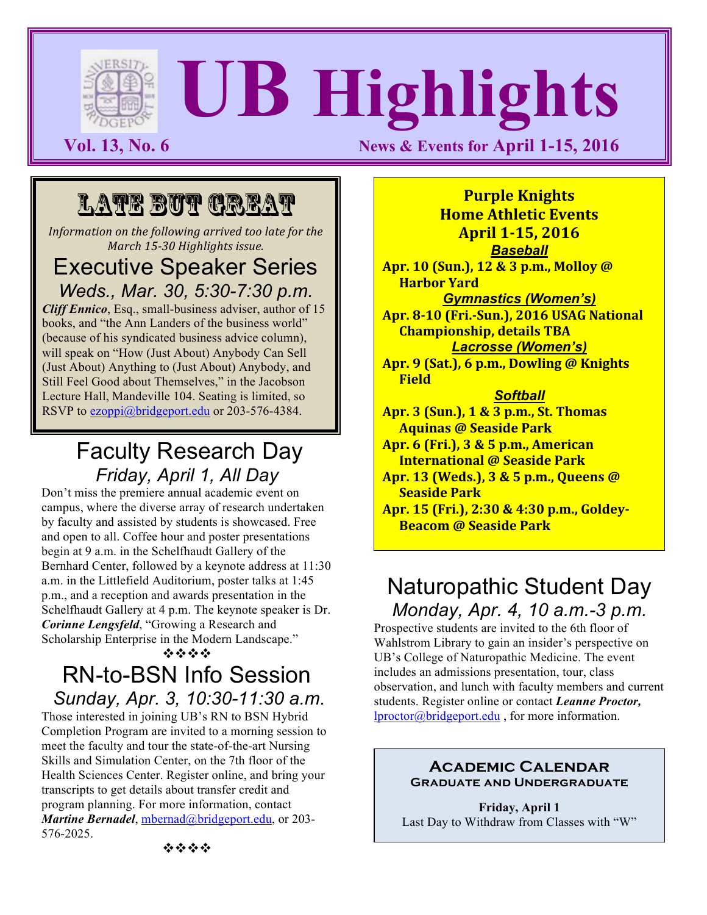# UB Highlights

**Vol. 13, No. 6** — **News & Events for April 1-15, 2016**

## LATE BUT GREAT

*Information on the following arrived too late for the March 15-30 Highlights issue.*

### Executive Speaker Series

*Weds., Mar. 30, 5:30-7:30 p.m.*

***Cliff Ennico***, Esq., small-business adviser, author of 15 books, and "the Ann Landers of the business world" (because of his syndicated business advice column), will speak on "How (Just About) Anybody Can Sell (Just About) Anything to (Just About) Anybody, and Still Feel Good about Themselves," in the Jacobson Lecture Hall, Mandeville 104. Seating is limited, so RSVP to ezoppi@bridgeport.edu or 203-576-4384.

## Faculty Research Day

*Friday, April 1, All Day*

Don't miss the premiere annual academic event on campus, where the diverse array of research undertaken by faculty and assisted by students is showcased. Free and open to all. Coffee hour and poster presentations begin at 9 a.m. in the Schelfhaudt Gallery of the Bernhard Center, followed by a keynote address at 11:30 a.m. in the Littlefield Auditorium, poster talks at 1:45 p.m., and a reception and awards presentation in the Schelfhaudt Gallery at 4 p.m. The keynote speaker is Dr. ***Corinne Lengsfeld***, "Growing a Research and Scholarship Enterprise in the Modern Landscape."

❖❖❖❖

## RN-to-BSN Info Session

*Sunday, Apr. 3, 10:30-11:30 a.m.*

Those interested in joining UB's RN to BSN Hybrid Completion Program are invited to a morning session to meet the faculty and tour the state-of-the-art Nursing Skills and Simulation Center, on the 7th floor of the Health Sciences Center. Register online, and bring your transcripts to get details about transfer credit and program planning. For more information, contact ***Martine Bernadel***, mbernad@bridgeport.edu, or 203-576-2025.

❖❖❖❖

## Purple Knights Home Athletic Events April 1-15, 2016

***Baseball***

**Apr. 10 (Sun.), 12 & 3 p.m., Molloy @ Harbor Yard**

***Gymnastics (Women's)***

**Apr. 8-10 (Fri.-Sun.), 2016 USAG National Championship, details TBA**

***Lacrosse (Women's)***

**Apr. 9 (Sat.), 6 p.m., Dowling @ Knights Field**

***Softball***

**Apr. 3 (Sun.), 1 & 3 p.m., St. Thomas Aquinas @ Seaside Park**

**Apr. 6 (Fri.), 3 & 5 p.m., American International @ Seaside Park**

**Apr. 13 (Weds.), 3 & 5 p.m., Queens @ Seaside Park**

**Apr. 15 (Fri.), 2:30 & 4:30 p.m., Goldey-Beacom @ Seaside Park**

## Naturopathic Student Day

*Monday, Apr. 4, 10 a.m.-3 p.m.*

Prospective students are invited to the 6th floor of Wahlstrom Library to gain an insider's perspective on UB's College of Naturopathic Medicine. The event includes an admissions presentation, tour, class observation, and lunch with faculty members and current students. Register online or contact ***Leanne Proctor,*** lproctor@bridgeport.edu , for more information.

## Academic Calendar
### Graduate and Undergraduate

**Friday, April 1**
Last Day to Withdraw from Classes with "W"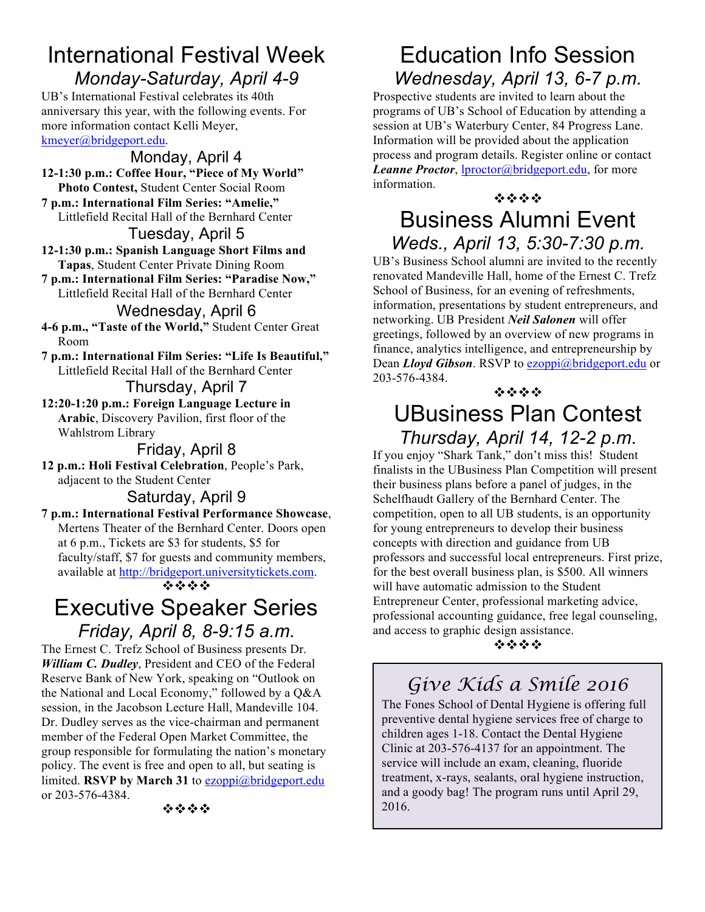# International Festival Week

## *Monday-Saturday, April 4-9*

UB's International Festival celebrates its 40th anniversary this year, with the following events. For more information contact Kelli Meyer, kmeyer@bridgeport.edu.

### Monday, April 4

**12-1:30 p.m.: Coffee Hour, "Piece of My World" Photo Contest,** Student Center Social Room

**7 p.m.: International Film Series: "Amelie,"** Littlefield Recital Hall of the Bernhard Center

### Tuesday, April 5

**12-1:30 p.m.: Spanish Language Short Films and Tapas**, Student Center Private Dining Room

**7 p.m.: International Film Series: "Paradise Now,"** Littlefield Recital Hall of the Bernhard Center

### Wednesday, April 6

**4-6 p.m., "Taste of the World,"** Student Center Great Room

**7 p.m.: International Film Series: "Life Is Beautiful,"** Littlefield Recital Hall of the Bernhard Center

### Thursday, April 7

**12:20-1:20 p.m.: Foreign Language Lecture in Arabic**, Discovery Pavilion, first floor of the Wahlstrom Library

### Friday, April 8

**12 p.m.: Holi Festival Celebration**, People's Park, adjacent to the Student Center

### Saturday, April 9

**7 p.m.: International Festival Performance Showcase**, Mertens Theater of the Bernhard Center. Doors open at 6 p.m., Tickets are $3 for students, $5 for faculty/staff, $7 for guests and community members, available at http://bridgeport.universitytickets.com.

❖❖❖❖

# Executive Speaker Series

## *Friday, April 8, 8-9:15 a.m.*

The Ernest C. Trefz School of Business presents Dr. ***William C. Dudley***, President and CEO of the Federal Reserve Bank of New York, speaking on "Outlook on the National and Local Economy," followed by a Q&A session, in the Jacobson Lecture Hall, Mandeville 104. Dr. Dudley serves as the vice-chairman and permanent member of the Federal Open Market Committee, the group responsible for formulating the nation's monetary policy. The event is free and open to all, but seating is limited. **RSVP by March 31** to ezoppi@bridgeport.edu or 203-576-4384.

❖❖❖❖

# Education Info Session

## *Wednesday, April 13, 6-7 p.m.*

Prospective students are invited to learn about the programs of UB's School of Education by attending a session at UB's Waterbury Center, 84 Progress Lane. Information will be provided about the application process and program details. Register online or contact ***Leanne Proctor***, lproctor@bridgeport.edu, for more information.

❖❖❖❖

# Business Alumni Event

## *Weds., April 13, 5:30-7:30 p.m.*

UB's Business School alumni are invited to the recently renovated Mandeville Hall, home of the Ernest C. Trefz School of Business, for an evening of refreshments, information, presentations by student entrepreneurs, and networking. UB President ***Neil Salonen*** will offer greetings, followed by an overview of new programs in finance, analytics intelligence, and entrepreneurship by Dean ***Lloyd Gibson***. RSVP to ezoppi@bridgeport.edu or 203-576-4384.

❖❖❖❖

# UBusiness Plan Contest

## *Thursday, April 14, 12-2 p.m.*

If you enjoy "Shark Tank," don't miss this! Student finalists in the UBusiness Plan Competition will present their business plans before a panel of judges, in the Schelfhaudt Gallery of the Bernhard Center. The competition, open to all UB students, is an opportunity for young entrepreneurs to develop their business concepts with direction and guidance from UB professors and successful local entrepreneurs. First prize, for the best overall business plan, is $500. All winners will have automatic admission to the Student Entrepreneur Center, professional marketing advice, professional accounting guidance, free legal counseling, and access to graphic design assistance.

❖❖❖❖

# *Give Kids a Smile 2016*

The Fones School of Dental Hygiene is offering full preventive dental hygiene services free of charge to children ages 1-18. Contact the Dental Hygiene Clinic at 203-576-4137 for an appointment. The service will include an exam, cleaning, fluoride treatment, x-rays, sealants, oral hygiene instruction, and a goody bag! The program runs until April 29, 2016.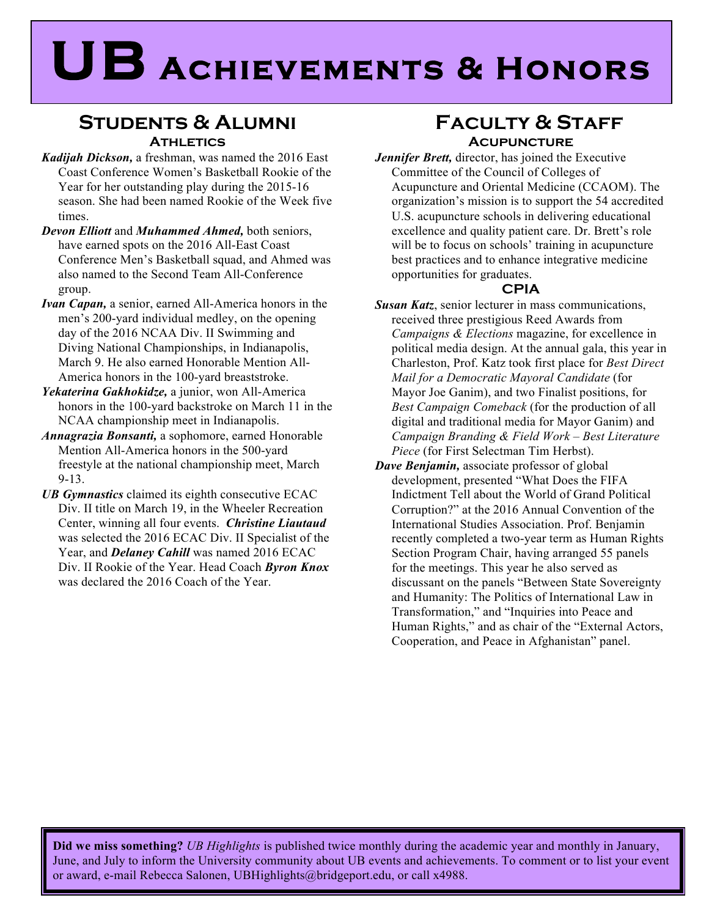# UB Achievements & Honors

## Students & Alumni

### Athletics

***Kadijah Dickson,*** a freshman, was named the 2016 East Coast Conference Women's Basketball Rookie of the Year for her outstanding play during the 2015-16 season. She had been named Rookie of the Week five times.

***Devon Elliott*** and ***Muhammed Ahmed,*** both seniors, have earned spots on the 2016 All-East Coast Conference Men's Basketball squad, and Ahmed was also named to the Second Team All-Conference group.

***Ivan Capan,*** a senior, earned All-America honors in the men's 200-yard individual medley, on the opening day of the 2016 NCAA Div. II Swimming and Diving National Championships, in Indianapolis, March 9. He also earned Honorable Mention All-America honors in the 100-yard breaststroke.

***Yekaterina Gakhokidze,*** a junior, won All-America honors in the 100-yard backstroke on March 11 in the NCAA championship meet in Indianapolis.

***Annagrazia Bonsanti,*** a sophomore, earned Honorable Mention All-America honors in the 500-yard freestyle at the national championship meet, March 9-13.

***UB Gymnastics*** claimed its eighth consecutive ECAC Div. II title on March 19, in the Wheeler Recreation Center, winning all four events. ***Christine Liautaud*** was selected the 2016 ECAC Div. II Specialist of the Year, and ***Delaney Cahill*** was named 2016 ECAC Div. II Rookie of the Year. Head Coach ***Byron Knox*** was declared the 2016 Coach of the Year.

## Faculty & Staff

### Acupuncture

***Jennifer Brett,*** director, has joined the Executive Committee of the Council of Colleges of Acupuncture and Oriental Medicine (CCAOM). The organization's mission is to support the 54 accredited U.S. acupuncture schools in delivering educational excellence and quality patient care. Dr. Brett's role will be to focus on schools' training in acupuncture best practices and to enhance integrative medicine opportunities for graduates.

### CPIA

***Susan Katz***, senior lecturer in mass communications, received three prestigious Reed Awards from *Campaigns & Elections* magazine, for excellence in political media design. At the annual gala, this year in Charleston, Prof. Katz took first place for *Best Direct Mail for a Democratic Mayoral Candidate* (for Mayor Joe Ganim), and two Finalist positions, for *Best Campaign Comeback* (for the production of all digital and traditional media for Mayor Ganim) and *Campaign Branding & Field Work – Best Literature Piece* (for First Selectman Tim Herbst).

***Dave Benjamin,*** associate professor of global development, presented "What Does the FIFA Indictment Tell about the World of Grand Political Corruption?" at the 2016 Annual Convention of the International Studies Association. Prof. Benjamin recently completed a two-year term as Human Rights Section Program Chair, having arranged 55 panels for the meetings. This year he also served as discussant on the panels "Between State Sovereignty and Humanity: The Politics of International Law in Transformation," and "Inquiries into Peace and Human Rights," and as chair of the "External Actors, Cooperation, and Peace in Afghanistan" panel.

**Did we miss something?** *UB Highlights* is published twice monthly during the academic year and monthly in January, June, and July to inform the University community about UB events and achievements. To comment or to list your event or award, e-mail Rebecca Salonen, UBHighlights@bridgeport.edu, or call x4988.